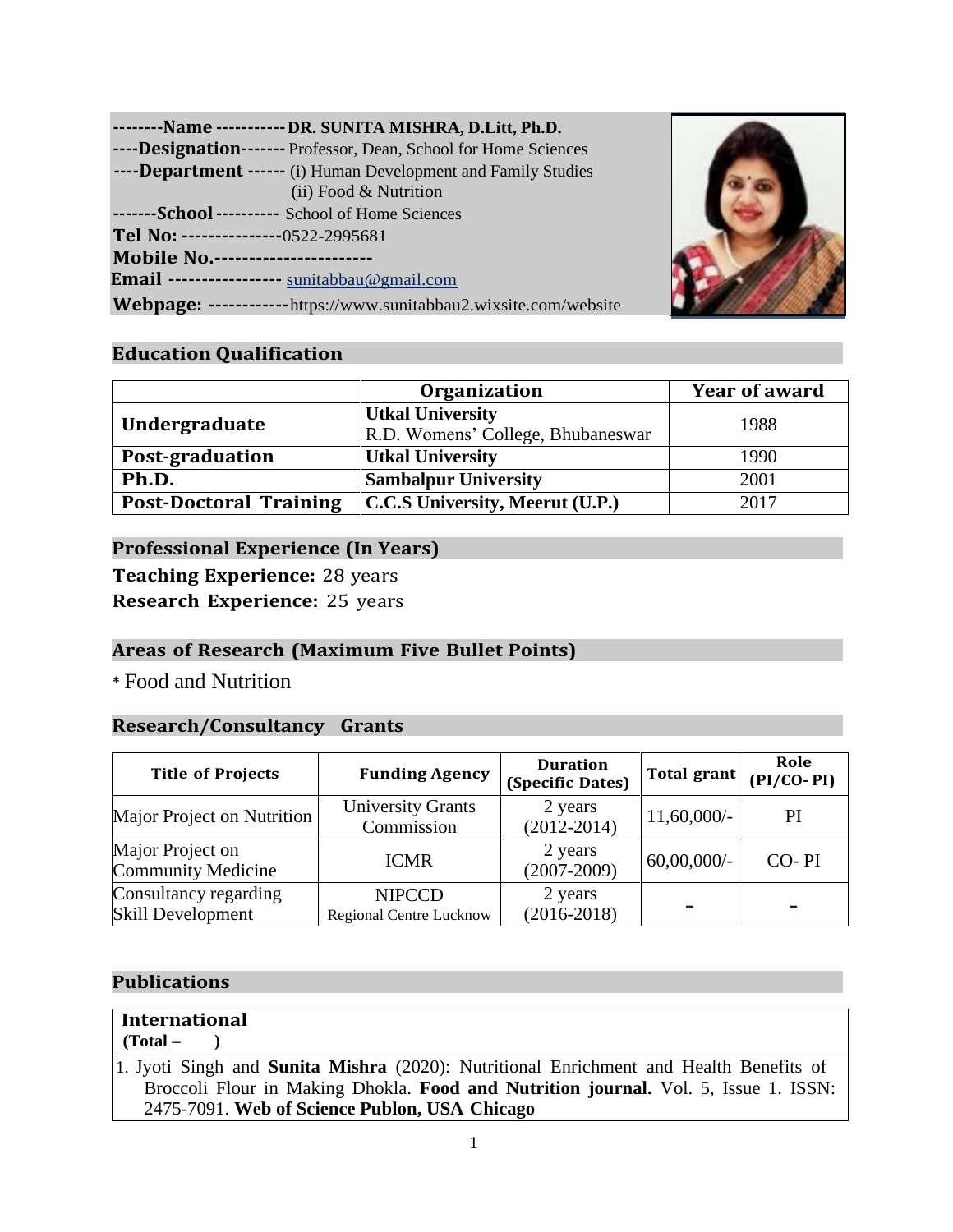--------**Name** ----------- **DR. SUNITA MISHRA, D.Litt, Ph.D.**
----**Designation**------- Professor, Dean, School for Home Sciences
----**Department** ------ (i) Human Development and Family Studies
(ii) Food & Nutrition
-------**School** ---------- School of Home Sciences
**Tel No:** ---------------0522-2995681
**Mobile No.**-----------------------
**Email** ----------------- sunitabbau@gmail.com
**Webpage:** ------------https://www.sunitabbau2.wixsite.com/website

## Education Qualification

| | Organization | Year of award |
|---|---|---|
| **Undergraduate** | **Utkal University** R.D. Womens' College, Bhubaneswar | 1988 |
| **Post-graduation** | **Utkal University** | 1990 |
| **Ph.D.** | **Sambalpur University** | 2001 |
| **Post-Doctoral Training** | **C.C.S University, Meerut (U.P.)** | 2017 |

## Professional Experience (In Years)

**Teaching Experience:** 28 years
**Research Experience:** 25 years

## Areas of Research (Maximum Five Bullet Points)

* Food and Nutrition

## Research/Consultancy Grants

| Title of Projects | Funding Agency | Duration (Specific Dates) | Total grant | Role (PI/CO- PI) |
|---|---|---|---|---|
| Major Project on Nutrition | University Grants Commission | 2 years (2012-2014) | 11,60,000/- | PI |
| Major Project on Community Medicine | ICMR | 2 years (2007-2009) | 60,00,000/- | CO- PI |
| Consultancy regarding Skill Development | NIPCCD Regional Centre Lucknow | 2 years (2016-2018) | - | - |

## Publications

**International**
**(Total – )**

1. Jyoti Singh and **Sunita Mishra** (2020): Nutritional Enrichment and Health Benefits of Broccoli Flour in Making Dhokla. **Food and Nutrition journal.** Vol. 5, Issue 1. ISSN: 2475-7091. **Web of Science Publon, USA Chicago**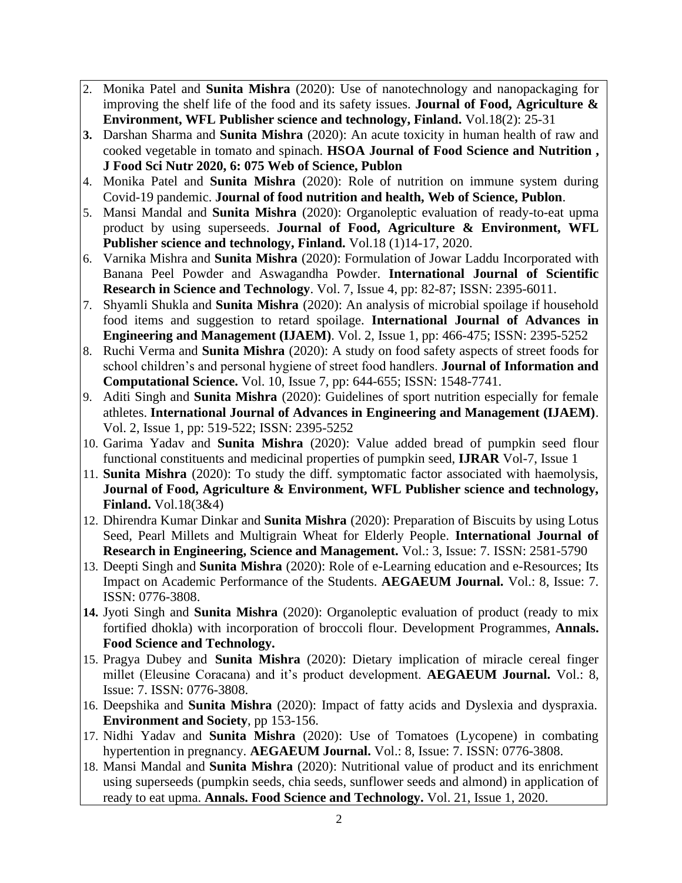2. Monika Patel and **Sunita Mishra** (2020): Use of nanotechnology and nanopackaging for improving the shelf life of the food and its safety issues. **Journal of Food, Agriculture & Environment, WFL Publisher science and technology, Finland.** Vol.18(2): 25-31
3. Darshan Sharma and **Sunita Mishra** (2020): An acute toxicity in human health of raw and cooked vegetable in tomato and spinach. **HSOA Journal of Food Science and Nutrition , J Food Sci Nutr 2020, 6: 075 Web of Science, Publon**
4. Monika Patel and **Sunita Mishra** (2020): Role of nutrition on immune system during Covid-19 pandemic. **Journal of food nutrition and health, Web of Science, Publon**.
5. Mansi Mandal and **Sunita Mishra** (2020): Organoleptic evaluation of ready-to-eat upma product by using superseeds. **Journal of Food, Agriculture & Environment, WFL Publisher science and technology, Finland.** Vol.18 (1)14-17, 2020.
6. Varnika Mishra and **Sunita Mishra** (2020): Formulation of Jowar Laddu Incorporated with Banana Peel Powder and Aswagandha Powder. **International Journal of Scientific Research in Science and Technology**. Vol. 7, Issue 4, pp: 82-87; ISSN: 2395-6011.
7. Shyamli Shukla and **Sunita Mishra** (2020): An analysis of microbial spoilage if household food items and suggestion to retard spoilage. **International Journal of Advances in Engineering and Management (IJAEM)**. Vol. 2, Issue 1, pp: 466-475; ISSN: 2395-5252
8. Ruchi Verma and **Sunita Mishra** (2020): A study on food safety aspects of street foods for school children's and personal hygiene of street food handlers. **Journal of Information and Computational Science.** Vol. 10, Issue 7, pp: 644-655; ISSN: 1548-7741.
9. Aditi Singh and **Sunita Mishra** (2020): Guidelines of sport nutrition especially for female athletes. **International Journal of Advances in Engineering and Management (IJAEM)**. Vol. 2, Issue 1, pp: 519-522; ISSN: 2395-5252
10. Garima Yadav and **Sunita Mishra** (2020): Value added bread of pumpkin seed flour functional constituents and medicinal properties of pumpkin seed, **IJRAR** Vol-7, Issue 1
11. **Sunita Mishra** (2020): To study the diff. symptomatic factor associated with haemolysis, **Journal of Food, Agriculture & Environment, WFL Publisher science and technology, Finland.** Vol.18(3&4)
12. Dhirendra Kumar Dinkar and **Sunita Mishra** (2020): Preparation of Biscuits by using Lotus Seed, Pearl Millets and Multigrain Wheat for Elderly People. **International Journal of Research in Engineering, Science and Management.** Vol.: 3, Issue: 7. ISSN: 2581-5790
13. Deepti Singh and **Sunita Mishra** (2020): Role of e-Learning education and e-Resources; Its Impact on Academic Performance of the Students. **AEGAEUM Journal.** Vol.: 8, Issue: 7. ISSN: 0776-3808.
14. Jyoti Singh and **Sunita Mishra** (2020): Organoleptic evaluation of product (ready to mix fortified dhokla) with incorporation of broccoli flour. Development Programmes, **Annals. Food Science and Technology.**
15. Pragya Dubey and **Sunita Mishra** (2020): Dietary implication of miracle cereal finger millet (Eleusine Coracana) and it's product development. **AEGAEUM Journal.** Vol.: 8, Issue: 7. ISSN: 0776-3808.
16. Deepshika and **Sunita Mishra** (2020): Impact of fatty acids and Dyslexia and dyspraxia. **Environment and Society**, pp 153-156.
17. Nidhi Yadav and **Sunita Mishra** (2020): Use of Tomatoes (Lycopene) in combating hypertention in pregnancy. **AEGAEUM Journal.** Vol.: 8, Issue: 7. ISSN: 0776-3808.
18. Mansi Mandal and **Sunita Mishra** (2020): Nutritional value of product and its enrichment using superseeds (pumpkin seeds, chia seeds, sunflower seeds and almond) in application of ready to eat upma. **Annals. Food Science and Technology.** Vol. 21, Issue 1, 2020.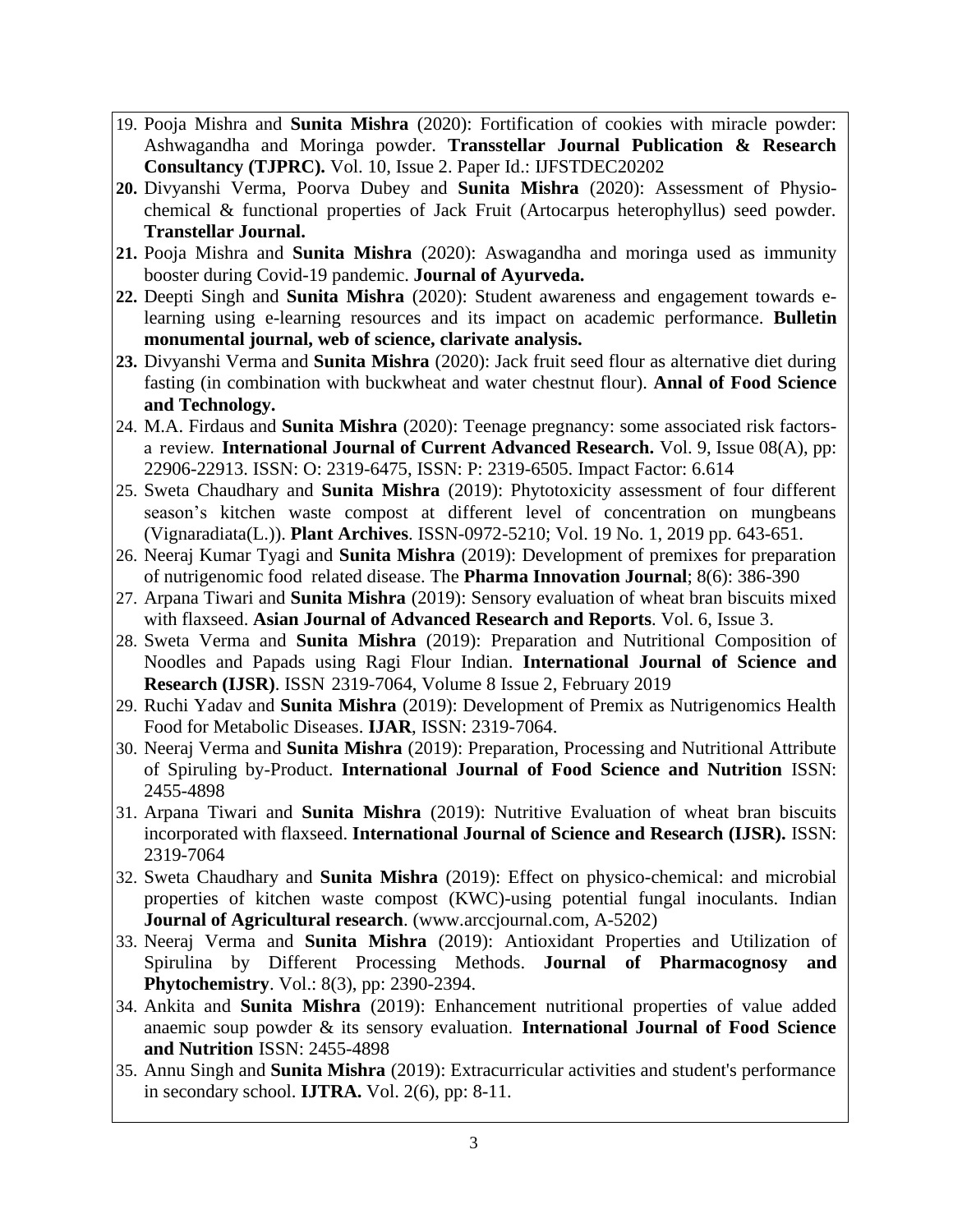19. Pooja Mishra and **Sunita Mishra** (2020): Fortification of cookies with miracle powder: Ashwagandha and Moringa powder. **Transstellar Journal Publication & Research Consultancy (TJPRC).** Vol. 10, Issue 2. Paper Id.: IJFSTDEC20202
20. Divyanshi Verma, Poorva Dubey and **Sunita Mishra** (2020): Assessment of Physio-chemical & functional properties of Jack Fruit (Artocarpus heterophyllus) seed powder. **Transtellar Journal.**
21. Pooja Mishra and **Sunita Mishra** (2020): Aswagandha and moringa used as immunity booster during Covid-19 pandemic. **Journal of Ayurveda.**
22. Deepti Singh and **Sunita Mishra** (2020): Student awareness and engagement towards e-learning using e-learning resources and its impact on academic performance. **Bulletin monumental journal, web of science, clarivate analysis.**
23. Divyanshi Verma and **Sunita Mishra** (2020): Jack fruit seed flour as alternative diet during fasting (in combination with buckwheat and water chestnut flour). **Annal of Food Science and Technology.**
24. M.A. Firdaus and **Sunita Mishra** (2020): Teenage pregnancy: some associated risk factors- a review. **International Journal of Current Advanced Research.** Vol. 9, Issue 08(A), pp: 22906-22913. ISSN: O: 2319-6475, ISSN: P: 2319-6505. Impact Factor: 6.614
25. Sweta Chaudhary and **Sunita Mishra** (2019): Phytotoxicity assessment of four different season's kitchen waste compost at different level of concentration on mungbeans (Vignaradiata(L.)). **Plant Archives**. ISSN-0972-5210; Vol. 19 No. 1, 2019 pp. 643-651.
26. Neeraj Kumar Tyagi and **Sunita Mishra** (2019): Development of premixes for preparation of nutrigenomic food related disease. The **Pharma Innovation Journal**; 8(6): 386-390
27. Arpana Tiwari and **Sunita Mishra** (2019): Sensory evaluation of wheat bran biscuits mixed with flaxseed. **Asian Journal of Advanced Research and Reports**. Vol. 6, Issue 3.
28. Sweta Verma and **Sunita Mishra** (2019): Preparation and Nutritional Composition of Noodles and Papads using Ragi Flour Indian. **International Journal of Science and Research (IJSR)**. ISSN 2319-7064, Volume 8 Issue 2, February 2019
29. Ruchi Yadav and **Sunita Mishra** (2019): Development of Premix as Nutrigenomics Health Food for Metabolic Diseases. **IJAR**, ISSN: 2319-7064.
30. Neeraj Verma and **Sunita Mishra** (2019): Preparation, Processing and Nutritional Attribute of Spiruling by-Product. **International Journal of Food Science and Nutrition** ISSN: 2455-4898
31. Arpana Tiwari and **Sunita Mishra** (2019): Nutritive Evaluation of wheat bran biscuits incorporated with flaxseed. **International Journal of Science and Research (IJSR).** ISSN: 2319-7064
32. Sweta Chaudhary and **Sunita Mishra** (2019): Effect on physico-chemical: and microbial properties of kitchen waste compost (KWC)-using potential fungal inoculants. Indian **Journal of Agricultural research**. (www.arccjournal.com, A-5202)
33. Neeraj Verma and **Sunita Mishra** (2019): Antioxidant Properties and Utilization of Spirulina by Different Processing Methods. **Journal of Pharmacognosy and Phytochemistry**. Vol.: 8(3), pp: 2390-2394.
34. Ankita and **Sunita Mishra** (2019): Enhancement nutritional properties of value added anaemic soup powder & its sensory evaluation. **International Journal of Food Science and Nutrition** ISSN: 2455-4898
35. Annu Singh and **Sunita Mishra** (2019): Extracurricular activities and student's performance in secondary school. **IJTRA.** Vol. 2(6), pp: 8-11.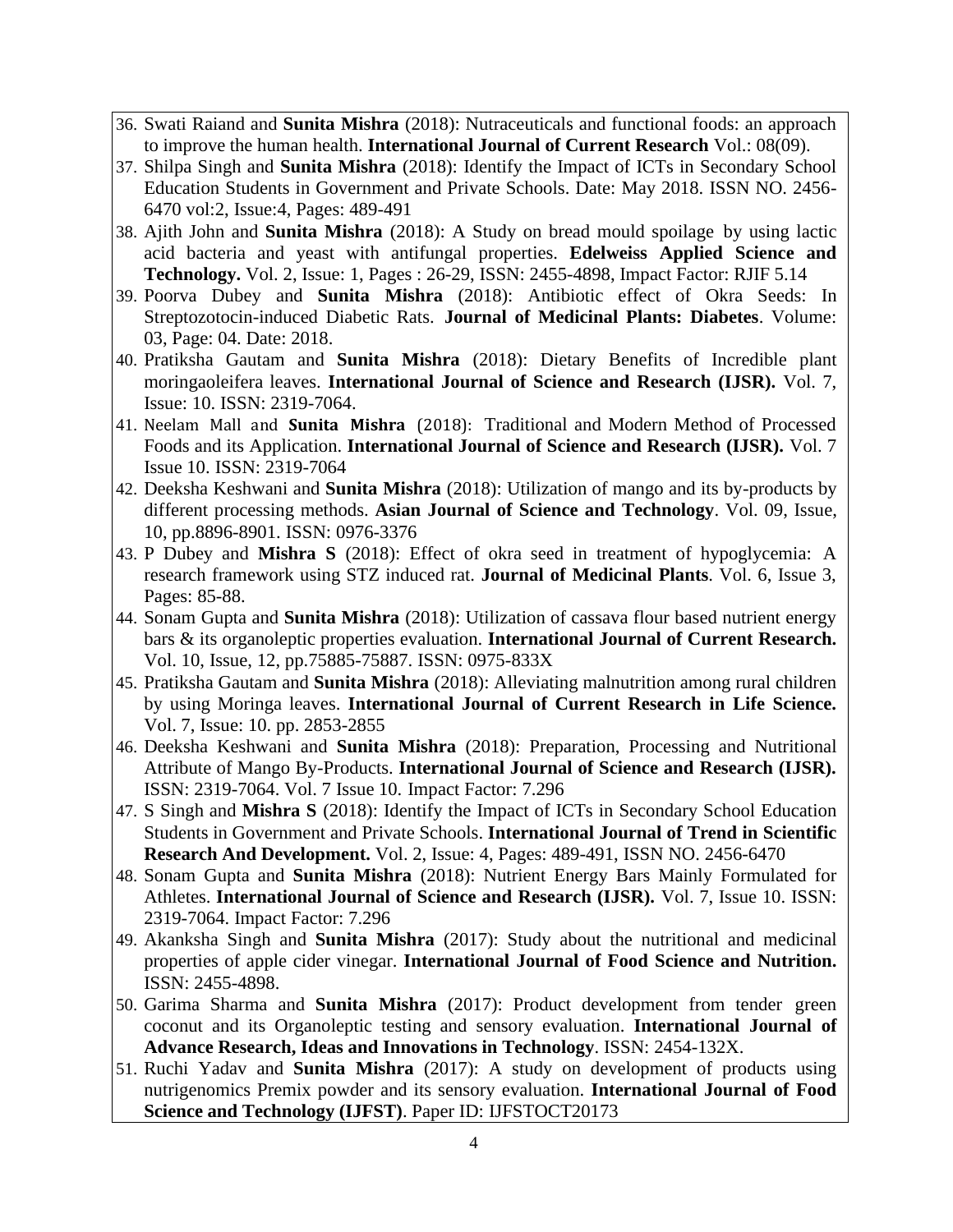36. Swati Raiand and **Sunita Mishra** (2018): Nutraceuticals and functional foods: an approach to improve the human health. **International Journal of Current Research** Vol.: 08(09).
37. Shilpa Singh and **Sunita Mishra** (2018): Identify the Impact of ICTs in Secondary School Education Students in Government and Private Schools. Date: May 2018. ISSN NO. 2456-6470 vol:2, Issue:4, Pages: 489-491
38. Ajith John and **Sunita Mishra** (2018): A Study on bread mould spoilage by using lactic acid bacteria and yeast with antifungal properties. **Edelweiss Applied Science and Technology.** Vol. 2, Issue: 1, Pages : 26-29, ISSN: 2455-4898, Impact Factor: RJIF 5.14
39. Poorva Dubey and **Sunita Mishra** (2018): Antibiotic effect of Okra Seeds: In Streptozotocin-induced Diabetic Rats. **Journal of Medicinal Plants: Diabetes**. Volume: 03, Page: 04. Date: 2018.
40. Pratiksha Gautam and **Sunita Mishra** (2018): Dietary Benefits of Incredible plant moringaoleifera leaves. **International Journal of Science and Research (IJSR).** Vol. 7, Issue: 10. ISSN: 2319-7064.
41. Neelam Mall and **Sunita Mishra** (2018): Traditional and Modern Method of Processed Foods and its Application. **International Journal of Science and Research (IJSR).** Vol. 7 Issue 10. ISSN: 2319-7064
42. Deeksha Keshwani and **Sunita Mishra** (2018): Utilization of mango and its by-products by different processing methods. **Asian Journal of Science and Technology**. Vol. 09, Issue, 10, pp.8896-8901. ISSN: 0976-3376
43. P Dubey and **Mishra S** (2018): Effect of okra seed in treatment of hypoglycemia: A research framework using STZ induced rat. **Journal of Medicinal Plants**. Vol. 6, Issue 3, Pages: 85-88.
44. Sonam Gupta and **Sunita Mishra** (2018): Utilization of cassava flour based nutrient energy bars & its organoleptic properties evaluation. **International Journal of Current Research.** Vol. 10, Issue, 12, pp.75885-75887. ISSN: 0975-833X
45. Pratiksha Gautam and **Sunita Mishra** (2018): Alleviating malnutrition among rural children by using Moringa leaves. **International Journal of Current Research in Life Science.** Vol. 7, Issue: 10. pp. 2853-2855
46. Deeksha Keshwani and **Sunita Mishra** (2018): Preparation, Processing and Nutritional Attribute of Mango By-Products. **International Journal of Science and Research (IJSR).** ISSN: 2319-7064. Vol. 7 Issue 10. Impact Factor: 7.296
47. S Singh and **Mishra S** (2018): Identify the Impact of ICTs in Secondary School Education Students in Government and Private Schools. **International Journal of Trend in Scientific Research And Development.** Vol. 2, Issue: 4, Pages: 489-491, ISSN NO. 2456-6470
48. Sonam Gupta and **Sunita Mishra** (2018): Nutrient Energy Bars Mainly Formulated for Athletes. **International Journal of Science and Research (IJSR).** Vol. 7, Issue 10. ISSN: 2319-7064. Impact Factor: 7.296
49. Akanksha Singh and **Sunita Mishra** (2017): Study about the nutritional and medicinal properties of apple cider vinegar. **International Journal of Food Science and Nutrition.** ISSN: 2455-4898.
50. Garima Sharma and **Sunita Mishra** (2017): Product development from tender green coconut and its Organoleptic testing and sensory evaluation. **International Journal of Advance Research, Ideas and Innovations in Technology**. ISSN: 2454-132X.
51. Ruchi Yadav and **Sunita Mishra** (2017): A study on development of products using nutrigenomics Premix powder and its sensory evaluation. **International Journal of Food Science and Technology (IJFST)**. Paper ID: IJFSTOCT20173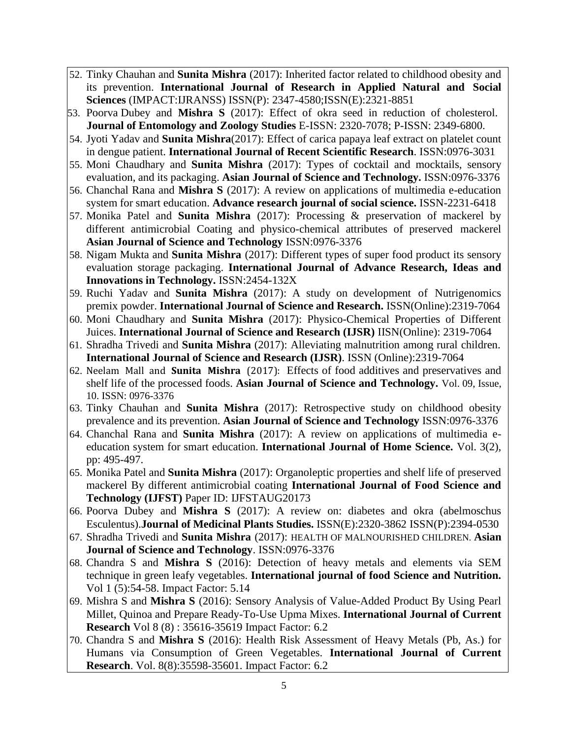52. Tinky Chauhan and **Sunita Mishra** (2017): Inherited factor related to childhood obesity and its prevention. **International Journal of Research in Applied Natural and Social Sciences** (IMPACT:IJRANSS) ISSN(P): 2347-4580;ISSN(E):2321-8851
53. Poorva Dubey and **Mishra S** (2017): Effect of okra seed in reduction of cholesterol. **Journal of Entomology and Zoology Studies** E-ISSN: 2320-7078; P-ISSN: 2349-6800.
54. Jyoti Yadav and **Sunita Mishra**(2017): Effect of carica papaya leaf extract on platelet count in dengue patient. **International Journal of Recent Scientific Research**. ISSN:0976-3031
55. Moni Chaudhary and **Sunita Mishra** (2017): Types of cocktail and mocktails, sensory evaluation, and its packaging. **Asian Journal of Science and Technology.** ISSN:0976-3376
56. Chanchal Rana and **Mishra S** (2017): A review on applications of multimedia e-education system for smart education. **Advance research journal of social science.** ISSN-2231-6418
57. Monika Patel and **Sunita Mishra** (2017): Processing & preservation of mackerel by different antimicrobial Coating and physico-chemical attributes of preserved mackerel **Asian Journal of Science and Technology** ISSN:0976-3376
58. Nigam Mukta and **Sunita Mishra** (2017): Different types of super food product its sensory evaluation storage packaging. **International Journal of Advance Research, Ideas and Innovations in Technology.** ISSN:2454-132X
59. Ruchi Yadav and **Sunita Mishra** (2017): A study on development of Nutrigenomics premix powder. **International Journal of Science and Research.** ISSN(Online):2319-7064
60. Moni Chaudhary and **Sunita Mishra** (2017): Physico-Chemical Properties of Different Juices. **International Journal of Science and Research (IJSR)** IISN(Online): 2319-7064
61. Shradha Trivedi and **Sunita Mishra** (2017): Alleviating malnutrition among rural children. **International Journal of Science and Research (IJSR)**. ISSN (Online):2319-7064
62. Neelam Mall and **Sunita Mishra** (2017): Effects of food additives and preservatives and shelf life of the processed foods. **Asian Journal of Science and Technology.** Vol. 09, Issue, 10. ISSN: 0976-3376
63. Tinky Chauhan and **Sunita Mishra** (2017): Retrospective study on childhood obesity prevalence and its prevention. **Asian Journal of Science and Technology** ISSN:0976-3376
64. Chanchal Rana and **Sunita Mishra** (2017): A review on applications of multimedia e-education system for smart education. **International Journal of Home Science.** Vol. 3(2), pp: 495-497.
65. Monika Patel and **Sunita Mishra** (2017): Organoleptic properties and shelf life of preserved mackerel By different antimicrobial coating **International Journal of Food Science and Technology (IJFST)** Paper ID: IJFSTAUG20173
66. Poorva Dubey and **Mishra S** (2017): A review on: diabetes and okra (abelmoschus Esculentus).**Journal of Medicinal Plants Studies.** ISSN(E):2320-3862 ISSN(P):2394-0530
67. Shradha Trivedi and **Sunita Mishra** (2017): HEALTH OF MALNOURISHED CHILDREN. **Asian Journal of Science and Technology**. ISSN:0976-3376
68. Chandra S and **Mishra S** (2016): Detection of heavy metals and elements via SEM technique in green leafy vegetables. **International journal of food Science and Nutrition.** Vol 1 (5):54-58. Impact Factor: 5.14
69. Mishra S and **Mishra S** (2016): Sensory Analysis of Value-Added Product By Using Pearl Millet, Quinoa and Prepare Ready-To-Use Upma Mixes. **International Journal of Current Research** Vol 8 (8) : 35616-35619 Impact Factor: 6.2
70. Chandra S and **Mishra S** (2016): Health Risk Assessment of Heavy Metals (Pb, As.) for Humans via Consumption of Green Vegetables. **International Journal of Current Research**. Vol. 8(8):35598-35601. Impact Factor: 6.2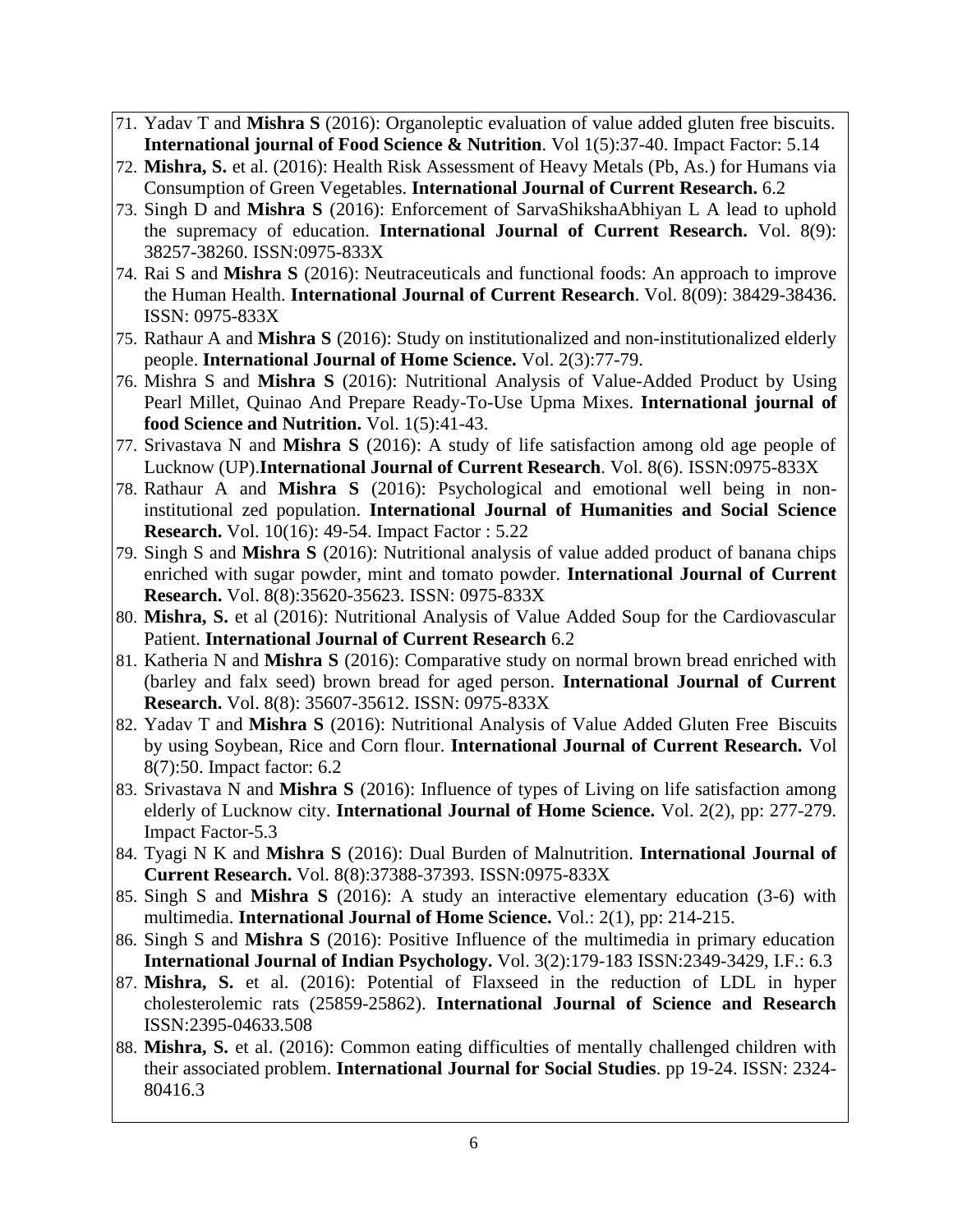71. Yadav T and **Mishra S** (2016): Organoleptic evaluation of value added gluten free biscuits. **International journal of Food Science & Nutrition**. Vol 1(5):37-40. Impact Factor: 5.14
72. **Mishra, S.** et al. (2016): Health Risk Assessment of Heavy Metals (Pb, As.) for Humans via Consumption of Green Vegetables. **International Journal of Current Research.** 6.2
73. Singh D and **Mishra S** (2016): Enforcement of SarvaShikshaAbhiyan L A lead to uphold the supremacy of education. **International Journal of Current Research.** Vol. 8(9): 38257-38260. ISSN:0975-833X
74. Rai S and **Mishra S** (2016): Neutraceuticals and functional foods: An approach to improve the Human Health. **International Journal of Current Research**. Vol. 8(09): 38429-38436. ISSN: 0975-833X
75. Rathaur A and **Mishra S** (2016): Study on institutionalized and non-institutionalized elderly people. **International Journal of Home Science.** Vol. 2(3):77-79.
76. Mishra S and **Mishra S** (2016): Nutritional Analysis of Value-Added Product by Using Pearl Millet, Quinao And Prepare Ready-To-Use Upma Mixes. **International journal of food Science and Nutrition.** Vol. 1(5):41-43.
77. Srivastava N and **Mishra S** (2016): A study of life satisfaction among old age people of Lucknow (UP).**International Journal of Current Research**. Vol. 8(6). ISSN:0975-833X
78. Rathaur A and **Mishra S** (2016): Psychological and emotional well being in non-institutional zed population. **International Journal of Humanities and Social Science Research.** Vol. 10(16): 49-54. Impact Factor : 5.22
79. Singh S and **Mishra S** (2016): Nutritional analysis of value added product of banana chips enriched with sugar powder, mint and tomato powder. **International Journal of Current Research.** Vol. 8(8):35620-35623. ISSN: 0975-833X
80. **Mishra, S.** et al (2016): Nutritional Analysis of Value Added Soup for the Cardiovascular Patient. **International Journal of Current Research** 6.2
81. Katheria N and **Mishra S** (2016): Comparative study on normal brown bread enriched with (barley and falx seed) brown bread for aged person. **International Journal of Current Research.** Vol. 8(8): 35607-35612. ISSN: 0975-833X
82. Yadav T and **Mishra S** (2016): Nutritional Analysis of Value Added Gluten Free Biscuits by using Soybean, Rice and Corn flour. **International Journal of Current Research.** Vol 8(7):50. Impact factor: 6.2
83. Srivastava N and **Mishra S** (2016): Influence of types of Living on life satisfaction among elderly of Lucknow city. **International Journal of Home Science.** Vol. 2(2), pp: 277-279. Impact Factor-5.3
84. Tyagi N K and **Mishra S** (2016): Dual Burden of Malnutrition. **International Journal of Current Research.** Vol. 8(8):37388-37393. ISSN:0975-833X
85. Singh S and **Mishra S** (2016): A study an interactive elementary education (3-6) with multimedia. **International Journal of Home Science.** Vol.: 2(1), pp: 214-215.
86. Singh S and **Mishra S** (2016): Positive Influence of the multimedia in primary education **International Journal of Indian Psychology.** Vol. 3(2):179-183 ISSN:2349-3429, I.F.: 6.3
87. **Mishra, S.** et al. (2016): Potential of Flaxseed in the reduction of LDL in hyper cholesterolemic rats (25859-25862). **International Journal of Science and Research** ISSN:2395-04633.508
88. **Mishra, S.** et al. (2016): Common eating difficulties of mentally challenged children with their associated problem. **International Journal for Social Studies**. pp 19-24. ISSN: 2324-80416.3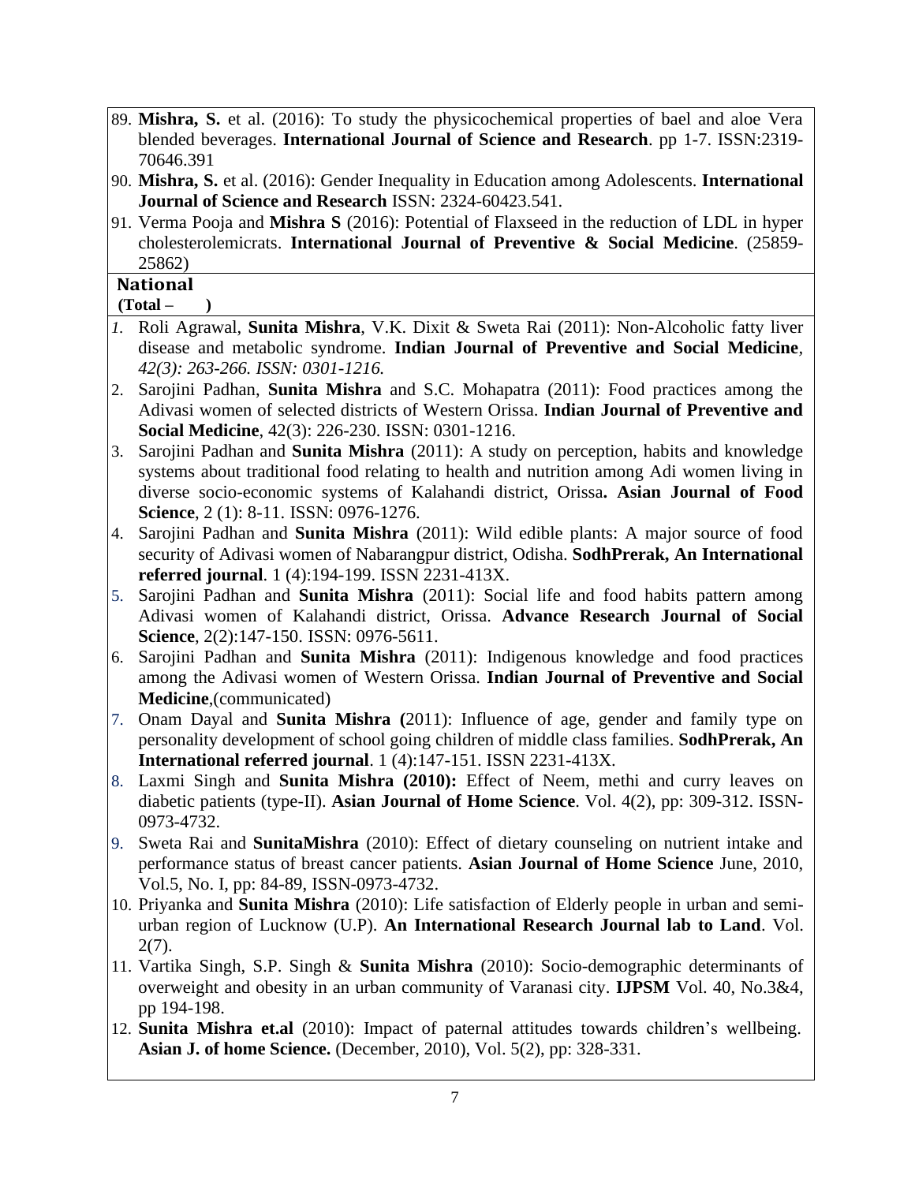89. **Mishra, S.** et al. (2016): To study the physicochemical properties of bael and aloe Vera blended beverages. **International Journal of Science and Research**. pp 1-7. ISSN:2319-70646.391
90. **Mishra, S.** et al. (2016): Gender Inequality in Education among Adolescents. **International Journal of Science and Research** ISSN: 2324-60423.541.
91. Verma Pooja and **Mishra S** (2016): Potential of Flaxseed in the reduction of LDL in hyper cholesterolemicrats. **International Journal of Preventive & Social Medicine**. (25859-25862)

**National**
**(Total – )**

1. Roli Agrawal, **Sunita Mishra**, V.K. Dixit & Sweta Rai (2011): Non-Alcoholic fatty liver disease and metabolic syndrome. **Indian Journal of Preventive and Social Medicine**, *42(3): 263-266. ISSN: 0301-1216.*
2. Sarojini Padhan, **Sunita Mishra** and S.C. Mohapatra (2011): Food practices among the Adivasi women of selected districts of Western Orissa. **Indian Journal of Preventive and Social Medicine**, 42(3): 226-230. ISSN: 0301-1216.
3. Sarojini Padhan and **Sunita Mishra** (2011): A study on perception, habits and knowledge systems about traditional food relating to health and nutrition among Adi women living in diverse socio-economic systems of Kalahandi district, Orissa**. Asian Journal of Food Science**, 2 (1): 8-11. ISSN: 0976-1276.
4. Sarojini Padhan and **Sunita Mishra** (2011): Wild edible plants: A major source of food security of Adivasi women of Nabarangpur district, Odisha. **SodhPrerak, An International referred journal**. 1 (4):194-199. ISSN 2231-413X.
5. Sarojini Padhan and **Sunita Mishra** (2011): Social life and food habits pattern among Adivasi women of Kalahandi district, Orissa. **Advance Research Journal of Social Science**, 2(2):147-150. ISSN: 0976-5611.
6. Sarojini Padhan and **Sunita Mishra** (2011): Indigenous knowledge and food practices among the Adivasi women of Western Orissa. **Indian Journal of Preventive and Social Medicine**,(communicated)
7. Onam Dayal and **Sunita Mishra (**2011): Influence of age, gender and family type on personality development of school going children of middle class families. **SodhPrerak, An International referred journal**. 1 (4):147-151. ISSN 2231-413X.
8. Laxmi Singh and **Sunita Mishra (2010):** Effect of Neem, methi and curry leaves on diabetic patients (type-II). **Asian Journal of Home Science**. Vol. 4(2), pp: 309-312. ISSN-0973-4732.
9. Sweta Rai and **SunitaMishra** (2010): Effect of dietary counseling on nutrient intake and performance status of breast cancer patients. **Asian Journal of Home Science** June, 2010, Vol.5, No. I, pp: 84-89, ISSN-0973-4732.
10. Priyanka and **Sunita Mishra** (2010): Life satisfaction of Elderly people in urban and semi-urban region of Lucknow (U.P). **An International Research Journal lab to Land**. Vol. 2(7).
11. Vartika Singh, S.P. Singh & **Sunita Mishra** (2010): Socio-demographic determinants of overweight and obesity in an urban community of Varanasi city. **IJPSM** Vol. 40, No.3&4, pp 194-198.
12. **Sunita Mishra et.al** (2010): Impact of paternal attitudes towards children's wellbeing. **Asian J. of home Science.** (December, 2010), Vol. 5(2), pp: 328-331.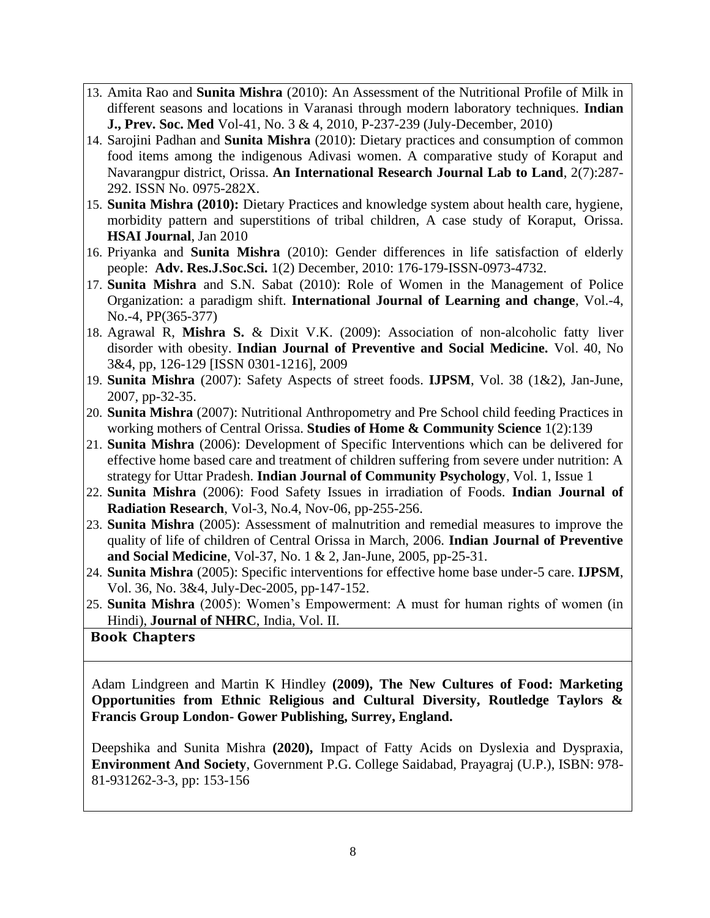13. Amita Rao and **Sunita Mishra** (2010): An Assessment of the Nutritional Profile of Milk in different seasons and locations in Varanasi through modern laboratory techniques. **Indian J., Prev. Soc. Med** Vol-41, No. 3 & 4, 2010, P-237-239 (July-December, 2010)
14. Sarojini Padhan and **Sunita Mishra** (2010): Dietary practices and consumption of common food items among the indigenous Adivasi women. A comparative study of Koraput and Navarangpur district, Orissa. **An International Research Journal Lab to Land**, 2(7):287-292. ISSN No. 0975-282X.
15. **Sunita Mishra (2010):** Dietary Practices and knowledge system about health care, hygiene, morbidity pattern and superstitions of tribal children, A case study of Koraput, Orissa. **HSAI Journal**, Jan 2010
16. Priyanka and **Sunita Mishra** (2010): Gender differences in life satisfaction of elderly people: **Adv. Res.J.Soc.Sci.** 1(2) December, 2010: 176-179-ISSN-0973-4732.
17. **Sunita Mishra** and S.N. Sabat (2010): Role of Women in the Management of Police Organization: a paradigm shift. **International Journal of Learning and change**, Vol.-4, No.-4, PP(365-377)
18. Agrawal R, **Mishra S.** & Dixit V.K. (2009): Association of non-alcoholic fatty liver disorder with obesity. **Indian Journal of Preventive and Social Medicine.** Vol. 40, No 3&4, pp, 126-129 [ISSN 0301-1216], 2009
19. **Sunita Mishra** (2007): Safety Aspects of street foods. **IJPSM**, Vol. 38 (1&2), Jan-June, 2007, pp-32-35.
20. **Sunita Mishra** (2007): Nutritional Anthropometry and Pre School child feeding Practices in working mothers of Central Orissa. **Studies of Home & Community Science** 1(2):139
21. **Sunita Mishra** (2006): Development of Specific Interventions which can be delivered for effective home based care and treatment of children suffering from severe under nutrition: A strategy for Uttar Pradesh. **Indian Journal of Community Psychology**, Vol. 1, Issue 1
22. **Sunita Mishra** (2006): Food Safety Issues in irradiation of Foods. **Indian Journal of Radiation Research**, Vol-3, No.4, Nov-06, pp-255-256.
23. **Sunita Mishra** (2005): Assessment of malnutrition and remedial measures to improve the quality of life of children of Central Orissa in March, 2006. **Indian Journal of Preventive and Social Medicine**, Vol-37, No. 1 & 2, Jan-June, 2005, pp-25-31.
24. **Sunita Mishra** (2005): Specific interventions for effective home base under-5 care. **IJPSM**, Vol. 36, No. 3&4, July-Dec-2005, pp-147-152.
25. **Sunita Mishra** (2005): Women's Empowerment: A must for human rights of women (in Hindi), **Journal of NHRC**, India, Vol. II.

## Book Chapters

Adam Lindgreen and Martin K Hindley **(2009), The New Cultures of Food: Marketing Opportunities from Ethnic Religious and Cultural Diversity, Routledge Taylors & Francis Group London- Gower Publishing, Surrey, England.**

Deepshika and Sunita Mishra **(2020),** Impact of Fatty Acids on Dyslexia and Dyspraxia, **Environment And Society**, Government P.G. College Saidabad, Prayagraj (U.P.), ISBN: 978-81-931262-3-3, pp: 153-156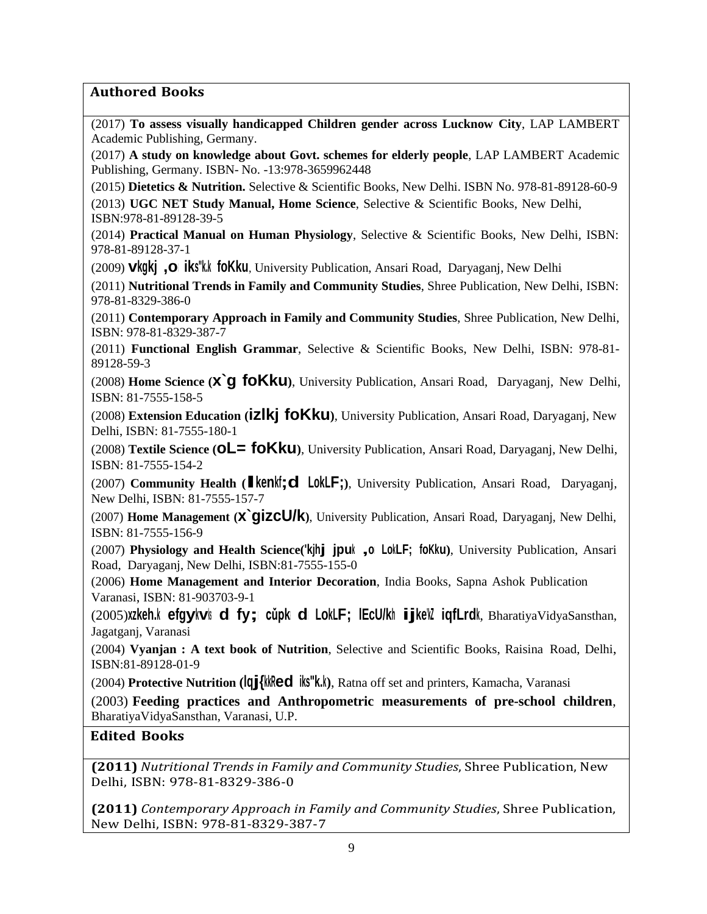## Authored Books

(2017) **To assess visually handicapped Children gender across Lucknow City**, LAP LAMBERT Academic Publishing, Germany.

(2017) **A study on knowledge about Govt. schemes for elderly people**, LAP LAMBERT Academic Publishing, Germany. ISBN- No. -13:978-3659962448

(2015) **Dietetics & Nutrition.** Selective & Scientific Books, New Delhi. ISBN No. 978-81-89128-60-9

(2013) **UGC NET Study Manual, Home Science**, Selective & Scientific Books, New Delhi, ISBN:978-81-89128-39-5

(2014) **Practical Manual on Human Physiology**, Selective & Scientific Books, New Delhi, ISBN: 978-81-89128-37-1

(2009) **vkgkj ,o iks"k.k foKku**, University Publication, Ansari Road, Daryaganj, New Delhi

(2011) **Nutritional Trends in Family and Community Studies**, Shree Publication, New Delhi, ISBN: 978-81-8329-386-0

(2011) **Contemporary Approach in Family and Community Studies**, Shree Publication, New Delhi, ISBN: 978-81-8329-387-7

(2011) **Functional English Grammar**, Selective & Scientific Books, New Delhi, ISBN: 978-81-89128-59-3

(2008) **Home Science (x`g foKku)**, University Publication, Ansari Road, Daryaganj, New Delhi, ISBN: 81-7555-158-5

(2008) **Extension Education (izlkj foKku)**, University Publication, Ansari Road, Daryaganj, New Delhi, ISBN: 81-7555-180-1

(2008) **Textile Science (oL= foKku)**, University Publication, Ansari Road, Daryaganj, New Delhi, ISBN: 81-7555-154-2

(2007) **Community Health (lkenkf;d LokLF;)**, University Publication, Ansari Road, Daryaganj, New Delhi, ISBN: 81-7555-157-7

(2007) **Home Management (x`gizcU/k)**, University Publication, Ansari Road, Daryaganj, New Delhi, ISBN: 81-7555-156-9

(2007) **Physiology and Health Science('kjhj jpuk ,o LokLF; foKku)**, University Publication, Ansari Road, Daryaganj, New Delhi, ISBN:81-7555-155-0

(2006) **Home Management and Interior Decoration**, India Books, Sapna Ashok Publication Varanasi, ISBN: 81-903703-9-1

(2005)**xzkeh.k efgykvks d fy; cPpk d LokLF; lEcU/kh ijke'kZ iqfLrdk**, BharatiyaVidyaSansthan, Jagatganj, Varanasi

(2004) **Vyanjan : A text book of Nutrition**, Selective and Scientific Books, Raisina Road, Delhi, ISBN:81-89128-01-9

(2004) **Protective Nutrition (lqj{kkRed iks"k.k)**, Ratna off set and printers, Kamacha, Varanasi

(2003) **Feeding practices and Anthropometric measurements of pre-school children**, BharatiyaVidyaSansthan, Varanasi, U.P.

## Edited Books

**(2011)** *Nutritional Trends in Family and Community Studies*, Shree Publication, New Delhi, ISBN: 978-81-8329-386-0

**(2011)** *Contemporary Approach in Family and Community Studies*, Shree Publication, New Delhi, ISBN: 978-81-8329-387-7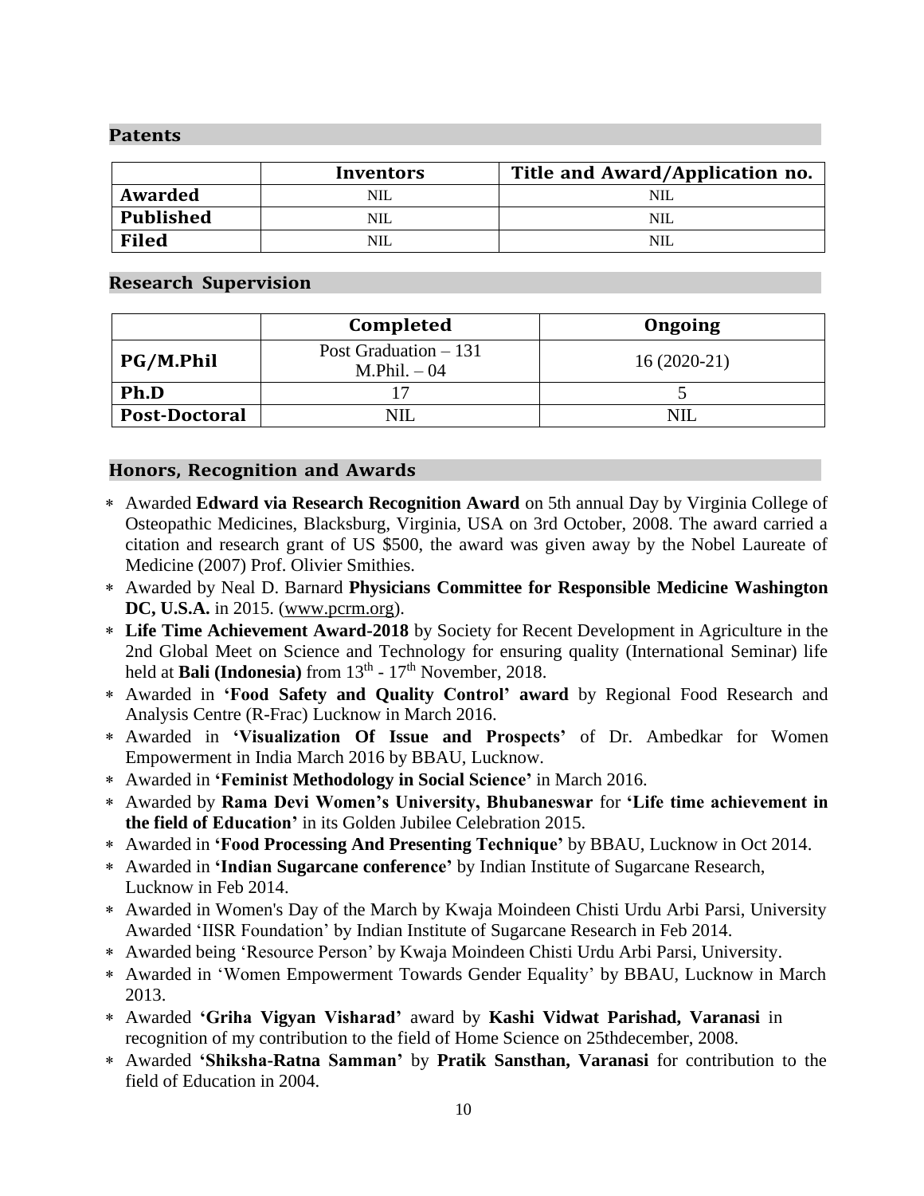## Patents

| | Inventors | Title and Award/Application no. |
|---|---|---|
| **Awarded** | NIL | NIL |
| **Published** | NIL | NIL |
| **Filed** | NIL | NIL |

## Research Supervision

| | Completed | Ongoing |
|---|---|---|
| **PG/M.Phil** | Post Graduation – 131<br>M.Phil. – 04 | 16 (2020-21) |
| **Ph.D** | 17 | 5 |
| **Post-Doctoral** | NIL | NIL |

## Honors, Recognition and Awards

* Awarded **Edward via Research Recognition Award** on 5th annual Day by Virginia College of Osteopathic Medicines, Blacksburg, Virginia, USA on 3rd October, 2008. The award carried a citation and research grant of US $500, the award was given away by the Nobel Laureate of Medicine (2007) Prof. Olivier Smithies.
* Awarded by Neal D. Barnard **Physicians Committee for Responsible Medicine Washington DC, U.S.A.** in 2015. (www.pcrm.org).
* **Life Time Achievement Award-2018** by Society for Recent Development in Agriculture in the 2nd Global Meet on Science and Technology for ensuring quality (International Seminar) life held at **Bali (Indonesia)** from 13th - 17th November, 2018.
* Awarded in **'Food Safety and Quality Control' award** by Regional Food Research and Analysis Centre (R-Frac) Lucknow in March 2016.
* Awarded in **'Visualization Of Issue and Prospects'** of Dr. Ambedkar for Women Empowerment in India March 2016 by BBAU, Lucknow.
* Awarded in **'Feminist Methodology in Social Science'** in March 2016.
* Awarded by **Rama Devi Women's University, Bhubaneswar** for **'Life time achievement in the field of Education'** in its Golden Jubilee Celebration 2015.
* Awarded in **'Food Processing And Presenting Technique'** by BBAU, Lucknow in Oct 2014.
* Awarded in **'Indian Sugarcane conference'** by Indian Institute of Sugarcane Research, Lucknow in Feb 2014.
* Awarded in Women's Day of the March by Kwaja Moindeen Chisti Urdu Arbi Parsi, University Awarded 'IISR Foundation' by Indian Institute of Sugarcane Research in Feb 2014.
* Awarded being 'Resource Person' by Kwaja Moindeen Chisti Urdu Arbi Parsi, University.
* Awarded in 'Women Empowerment Towards Gender Equality' by BBAU, Lucknow in March 2013.
* Awarded **'Griha Vigyan Visharad'** award by **Kashi Vidwat Parishad, Varanasi** in recognition of my contribution to the field of Home Science on 25thdecember, 2008.
* Awarded **'Shiksha-Ratna Samman'** by **Pratik Sansthan, Varanasi** for contribution to the field of Education in 2004.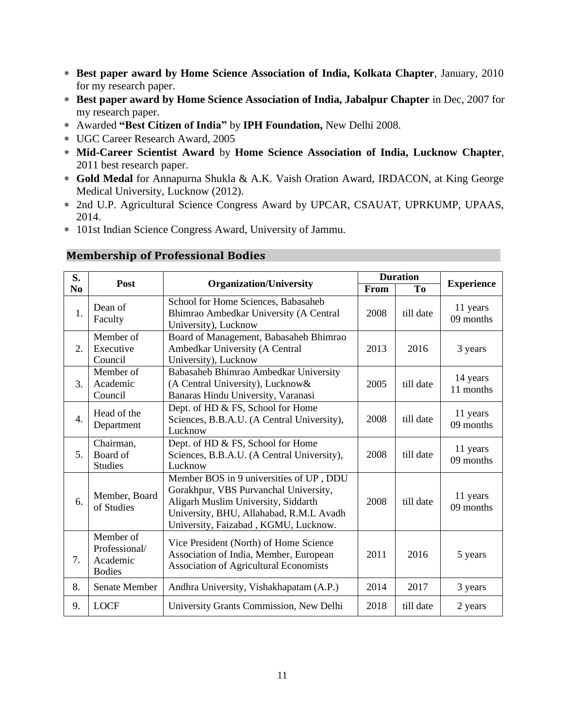* **Best paper award by Home Science Association of India, Kolkata Chapter**, January, 2010 for my research paper.
* **Best paper award by Home Science Association of India, Jabalpur Chapter** in Dec, 2007 for my research paper.
* Awarded **"Best Citizen of India"** by **IPH Foundation,** New Delhi 2008.
* UGC Career Research Award, 2005
* **Mid-Career Scientist Award** by **Home Science Association of India, Lucknow Chapter**, 2011 best research paper.
* **Gold Medal** for Annapurna Shukla & A.K. Vaish Oration Award, IRDACON, at King George Medical University, Lucknow (2012).
* 2nd U.P. Agricultural Science Congress Award by UPCAR, CSAUAT, UPRKUMP, UPAAS, 2014.
* 101st Indian Science Congress Award, University of Jammu.

## Membership of Professional Bodies

| S. No | Post | Organization/University | Duration | | Experience |
|---|---|---|---|---|---|
| | | | From | To | |
| 1. | Dean of Faculty | School for Home Sciences, Babasaheb Bhimrao Ambedkar University (A Central University), Lucknow | 2008 | till date | 11 years 09 months |
| 2. | Member of Executive Council | Board of Management, Babasaheb Bhimrao Ambedkar University (A Central University), Lucknow | 2013 | 2016 | 3 years |
| 3. | Member of Academic Council | Babasaheb Bhimrao Ambedkar University (A Central University), Lucknow& Banaras Hindu University, Varanasi | 2005 | till date | 14 years 11 months |
| 4. | Head of the Department | Dept. of HD & FS, School for Home Sciences, B.B.A.U. (A Central University), Lucknow | 2008 | till date | 11 years 09 months |
| 5. | Chairman, Board of Studies | Dept. of HD & FS, School for Home Sciences, B.B.A.U. (A Central University), Lucknow | 2008 | till date | 11 years 09 months |
| 6. | Member, Board of Studies | Member BOS in 9 universities of UP , DDU Gorakhpur, VBS Purvanchal University, Aligarh Muslim University, Siddarth University, BHU, Allahabad, R.M.L Avadh University, Faizabad , KGMU, Lucknow. | 2008 | till date | 11 years 09 months |
| 7. | Member of Professional/ Academic Bodies | Vice President (North) of Home Science Association of India, Member, European Association of Agricultural Economists | 2011 | 2016 | 5 years |
| 8. | Senate Member | Andhra University, Vishakhapatam (A.P.) | 2014 | 2017 | 3 years |
| 9. | LOCF | University Grants Commission, New Delhi | 2018 | till date | 2 years |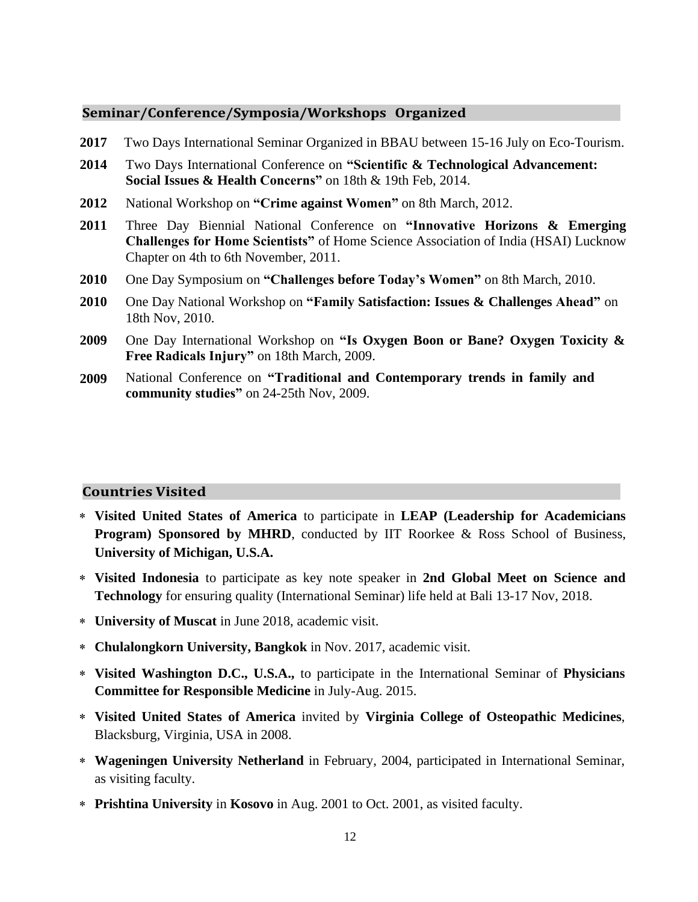## Seminar/Conference/Symposia/Workshops Organized

**2017** Two Days International Seminar Organized in BBAU between 15-16 July on Eco-Tourism.

**2014** Two Days International Conference on **"Scientific & Technological Advancement: Social Issues & Health Concerns"** on 18th & 19th Feb, 2014.

**2012** National Workshop on **"Crime against Women"** on 8th March, 2012.

**2011** Three Day Biennial National Conference on **"Innovative Horizons & Emerging Challenges for Home Scientists"** of Home Science Association of India (HSAI) Lucknow Chapter on 4th to 6th November, 2011.

**2010** One Day Symposium on **"Challenges before Today's Women"** on 8th March, 2010.

**2010** One Day National Workshop on **"Family Satisfaction: Issues & Challenges Ahead"** on 18th Nov, 2010.

**2009** One Day International Workshop on **"Is Oxygen Boon or Bane? Oxygen Toxicity & Free Radicals Injury"** on 18th March, 2009.

**2009** National Conference on **"Traditional and Contemporary trends in family and community studies"** on 24-25th Nov, 2009.

## Countries Visited

* **Visited United States of America** to participate in **LEAP (Leadership for Academicians Program) Sponsored by MHRD**, conducted by IIT Roorkee & Ross School of Business, **University of Michigan, U.S.A.**
* **Visited Indonesia** to participate as key note speaker in **2nd Global Meet on Science and Technology** for ensuring quality (International Seminar) life held at Bali 13-17 Nov, 2018.
* **University of Muscat** in June 2018, academic visit.
* **Chulalongkorn University, Bangkok** in Nov. 2017, academic visit.
* **Visited Washington D.C., U.S.A.,** to participate in the International Seminar of **Physicians Committee for Responsible Medicine** in July-Aug. 2015.
* **Visited United States of America** invited by **Virginia College of Osteopathic Medicines**, Blacksburg, Virginia, USA in 2008.
* **Wageningen University Netherland** in February, 2004, participated in International Seminar, as visiting faculty.
* **Prishtina University** in **Kosovo** in Aug. 2001 to Oct. 2001, as visited faculty.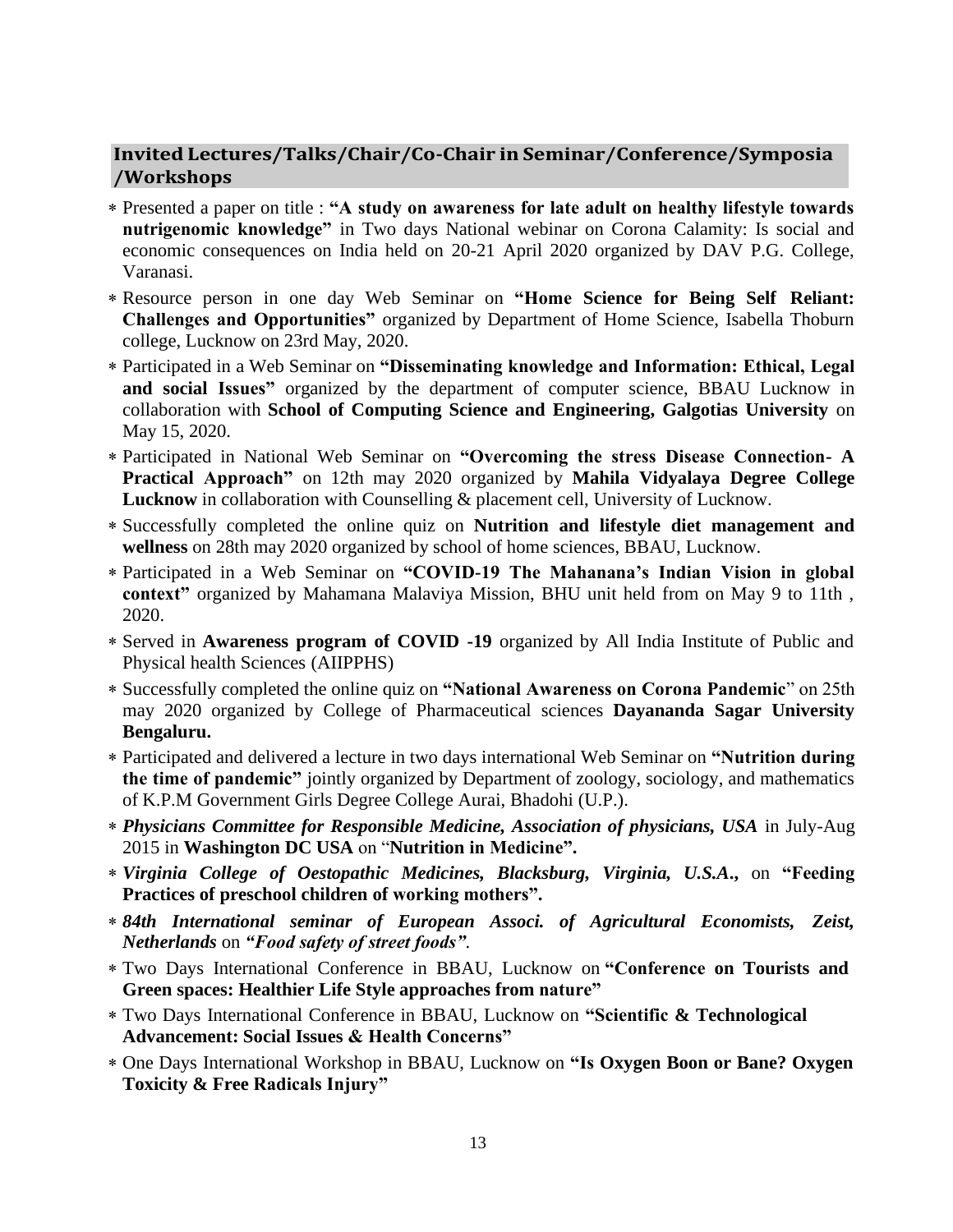## Invited Lectures/Talks/Chair/Co-Chair in Seminar/Conference/Symposia /Workshops

- Presented a paper on title : **"A study on awareness for late adult on healthy lifestyle towards nutrigenomic knowledge"** in Two days National webinar on Corona Calamity: Is social and economic consequences on India held on 20-21 April 2020 organized by DAV P.G. College, Varanasi.
- Resource person in one day Web Seminar on **"Home Science for Being Self Reliant: Challenges and Opportunities"** organized by Department of Home Science, Isabella Thoburn college, Lucknow on 23rd May, 2020.
- Participated in a Web Seminar on **"Disseminating knowledge and Information: Ethical, Legal and social Issues"** organized by the department of computer science, BBAU Lucknow in collaboration with **School of Computing Science and Engineering, Galgotias University** on May 15, 2020.
- Participated in National Web Seminar on **"Overcoming the stress Disease Connection- A Practical Approach"** on 12th may 2020 organized by **Mahila Vidyalaya Degree College Lucknow** in collaboration with Counselling & placement cell, University of Lucknow.
- Successfully completed the online quiz on **Nutrition and lifestyle diet management and wellness** on 28th may 2020 organized by school of home sciences, BBAU, Lucknow.
- Participated in a Web Seminar on **"COVID-19 The Mahanana's Indian Vision in global context"** organized by Mahamana Malaviya Mission, BHU unit held from on May 9 to 11th , 2020.
- Served in **Awareness program of COVID -19** organized by All India Institute of Public and Physical health Sciences (AIIPPHS)
- Successfully completed the online quiz on **"National Awareness on Corona Pandemic"** on 25th may 2020 organized by College of Pharmaceutical sciences **Dayananda Sagar University Bengaluru.**
- Participated and delivered a lecture in two days international Web Seminar on **"Nutrition during the time of pandemic"** jointly organized by Department of zoology, sociology, and mathematics of K.P.M Government Girls Degree College Aurai, Bhadohi (U.P.).
- ***Physicians Committee for Responsible Medicine, Association of physicians, USA*** in July-Aug 2015 in **Washington DC USA** on "**Nutrition in Medicine".**
- ***Virginia College of Oestopathic Medicines, Blacksburg, Virginia, U.S.A.,*** on **"Feeding Practices of preschool children of working mothers".**
- ***84th International seminar of European Associ. of Agricultural Economists, Zeist, Netherlands*** on ***"Food safety of street foods"***.
- Two Days International Conference in BBAU, Lucknow on **"Conference on Tourists and Green spaces: Healthier Life Style approaches from nature"**
- Two Days International Conference in BBAU, Lucknow on **"Scientific & Technological Advancement: Social Issues & Health Concerns"**
- One Days International Workshop in BBAU, Lucknow on **"Is Oxygen Boon or Bane? Oxygen Toxicity & Free Radicals Injury"**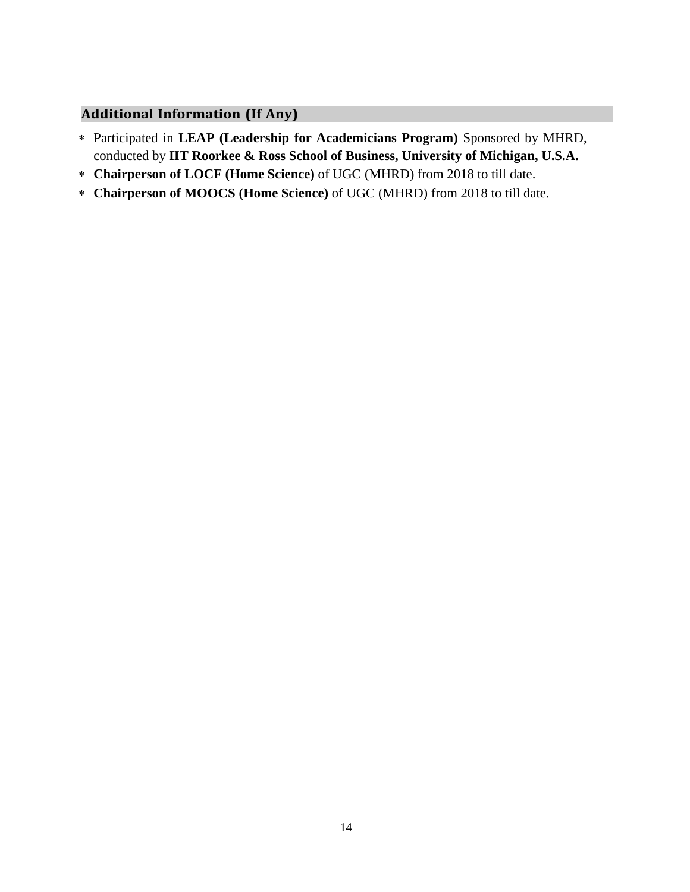## Additional Information (If Any)

- Participated in **LEAP (Leadership for Academicians Program)** Sponsored by MHRD, conducted by **IIT Roorkee & Ross School of Business, University of Michigan, U.S.A.**
- **Chairperson of LOCF (Home Science)** of UGC (MHRD) from 2018 to till date.
- **Chairperson of MOOCS (Home Science)** of UGC (MHRD) from 2018 to till date.